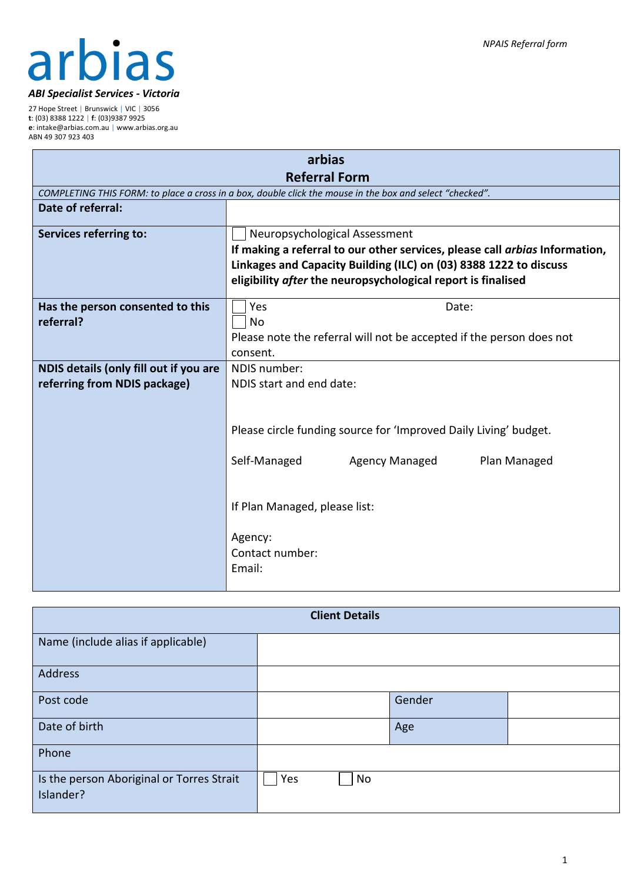arbias

***ABI Specialist Services - Victoria***

27 Hope Street | Brunswick | VIC | 3056
**t**: (03) 8388 1222 | **f**: (03)9387 9925
**e**: intake@arbias.com.au | www.arbias.org.au
ABN 49 307 923 403

*NPAIS Referral form*

| **arbias Referral Form** | |
|---|---|
| *COMPLETING THIS FORM: to place a cross in a box, double click the mouse in the box and select "checked".* | |
| **Date of referral:** | |
| **Services referring to:** | ☐ Neuropsychological Assessment<br>**If making a referral to our other services, please call *arbias* Information, Linkages and Capacity Building (ILC) on (03) 8388 1222 to discuss eligibility *after* the neuropsychological report is finalised** |
| **Has the person consented to this referral?** | ☐ Yes Date:<br>☐ No<br>Please note the referral will not be accepted if the person does not consent. |
| **NDIS details (only fill out if you are referring from NDIS package)** | NDIS number:<br>NDIS start and end date:<br><br>Please circle funding source for 'Improved Daily Living' budget.<br><br>Self-Managed Agency Managed Plan Managed<br><br>If Plan Managed, please list:<br><br>Agency:<br>Contact number:<br>Email: |

| **Client Details** | | | |
|---|---|---|---|
| Name (include alias if applicable) | | | |
| Address | | | |
| Post code | | Gender | |
| Date of birth | | Age | |
| Phone | | | |
| Is the person Aboriginal or Torres Strait Islander? | ☐ Yes ☐ No | | |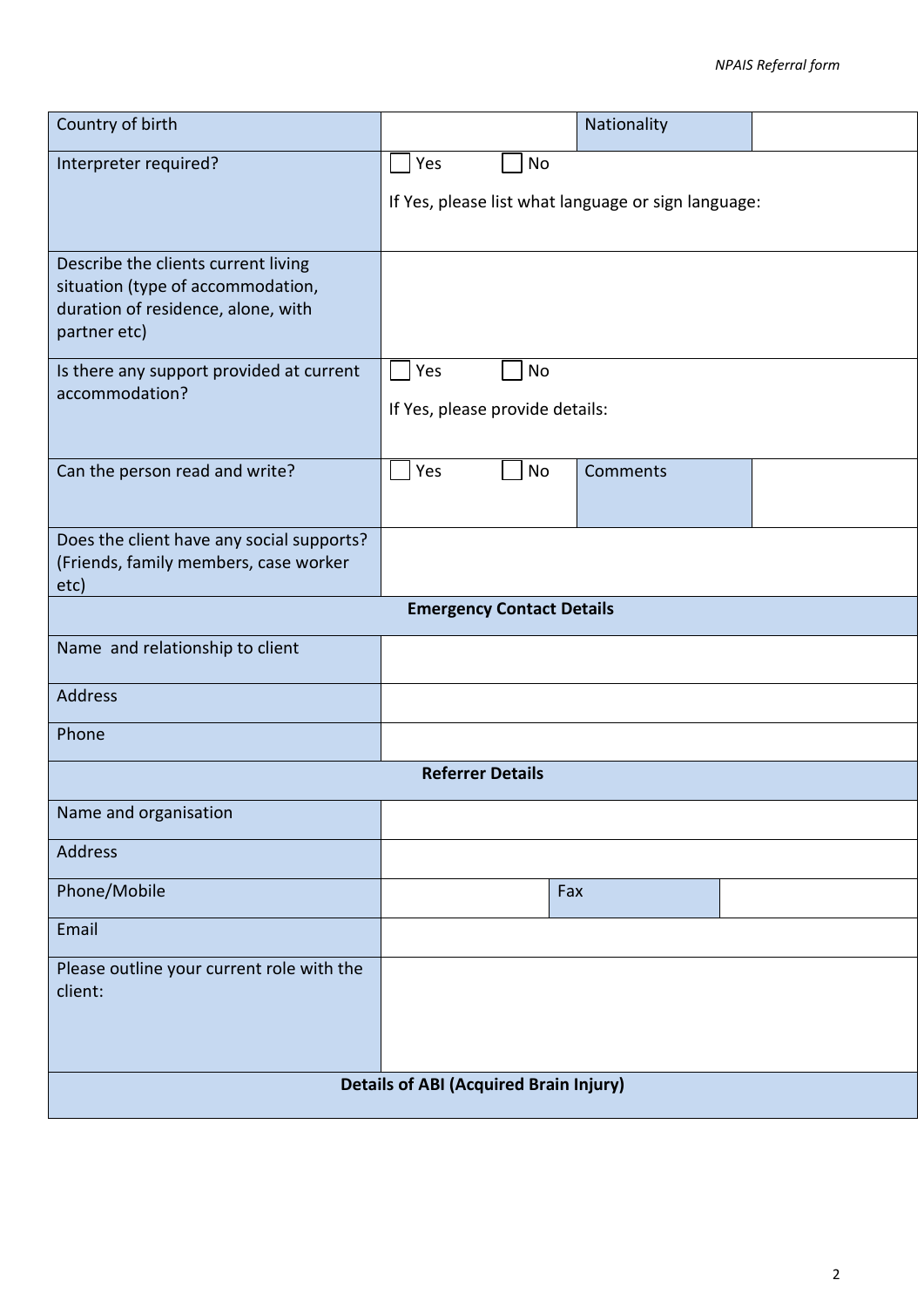| | | | |
|---|---|---|---|
| Country of birth | | Nationality | |
| Interpreter required? | ☐ Yes ☐ No<br><br>If Yes, please list what language or sign language: | | |
| Describe the clients current living situation (type of accommodation, duration of residence, alone, with partner etc) | | | |
| Is there any support provided at current accommodation? | ☐ Yes ☐ No<br><br>If Yes, please provide details: | | |
| Can the person read and write? | ☐ Yes ☐ No | Comments | |
| Does the client have any social supports? (Friends, family members, case worker etc) | | | |
| **Emergency Contact Details** | | | |
| Name and relationship to client | | | |
| Address | | | |
| Phone | | | |
| **Referrer Details** | | | |
| Name and organisation | | | |
| Address | | | |
| Phone/Mobile | | Fax | |
| Email | | | |
| Please outline your current role with the client: | | | |
| **Details of ABI (Acquired Brain Injury)** | | | |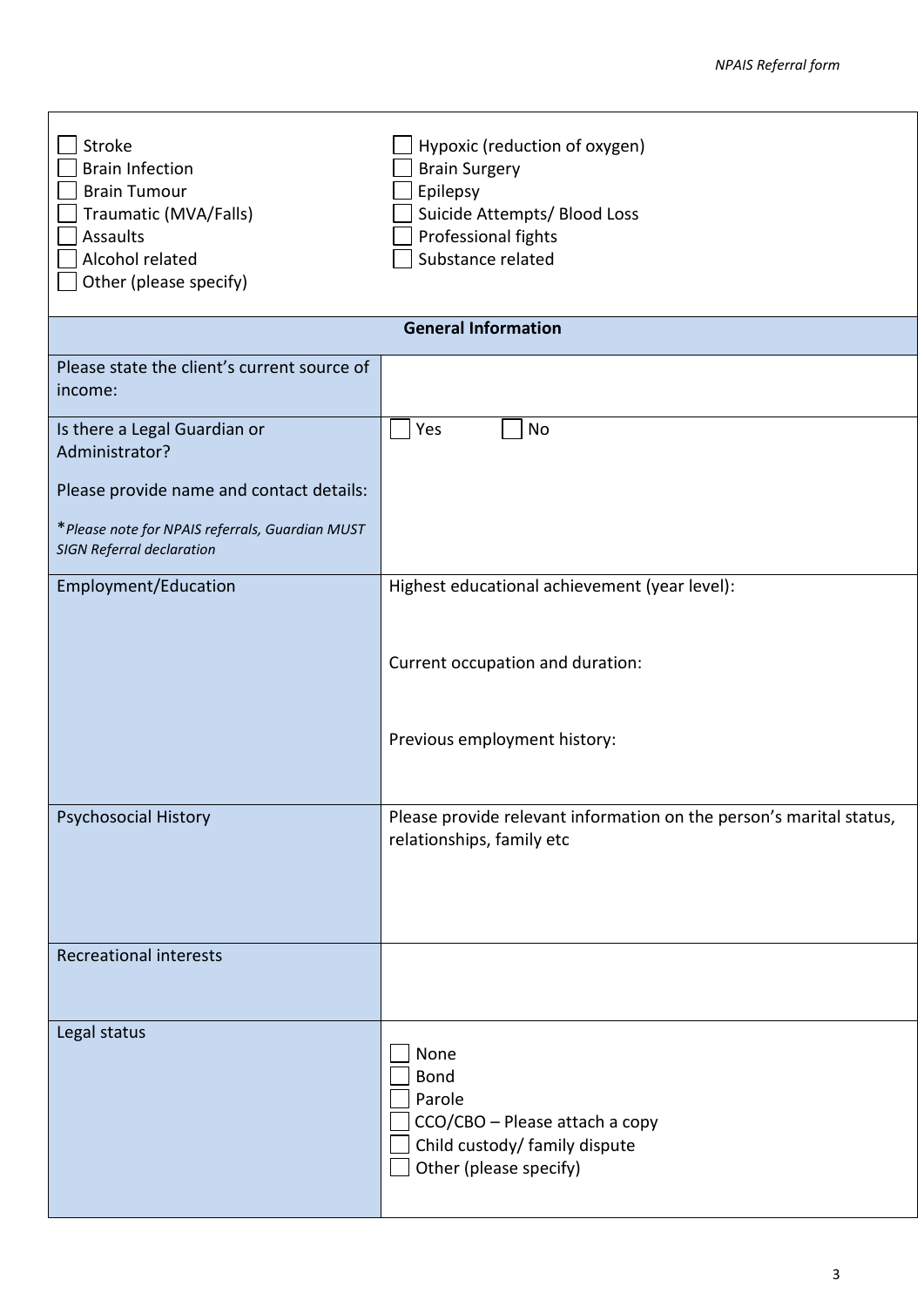| | |
|---|---|
| ☐ Stroke<br>☐ Brain Infection<br>☐ Brain Tumour<br>☐ Traumatic (MVA/Falls)<br>☐ Assaults<br>☐ Alcohol related<br>☐ Other (please specify) | ☐ Hypoxic (reduction of oxygen)<br>☐ Brain Surgery<br>☐ Epilepsy<br>☐ Suicide Attempts/ Blood Loss<br>☐ Professional fights<br>☐ Substance related |

| **General Information** | |
|---|---|
| Please state the client's current source of income: | |
| Is there a Legal Guardian or Administrator?<br><br>Please provide name and contact details:<br><br>**\****Please note for NPAIS referrals, Guardian MUST SIGN Referral declaration* | ☐ Yes ☐ No |
| Employment/Education | Highest educational achievement (year level):<br><br>Current occupation and duration:<br><br>Previous employment history: |
| Psychosocial History | Please provide relevant information on the person's marital status, relationships, family etc |
| Recreational interests | |
| Legal status | ☐ None<br>☐ Bond<br>☐ Parole<br>☐ CCO/CBO – Please attach a copy<br>☐ Child custody/ family dispute<br>☐ Other (please specify) |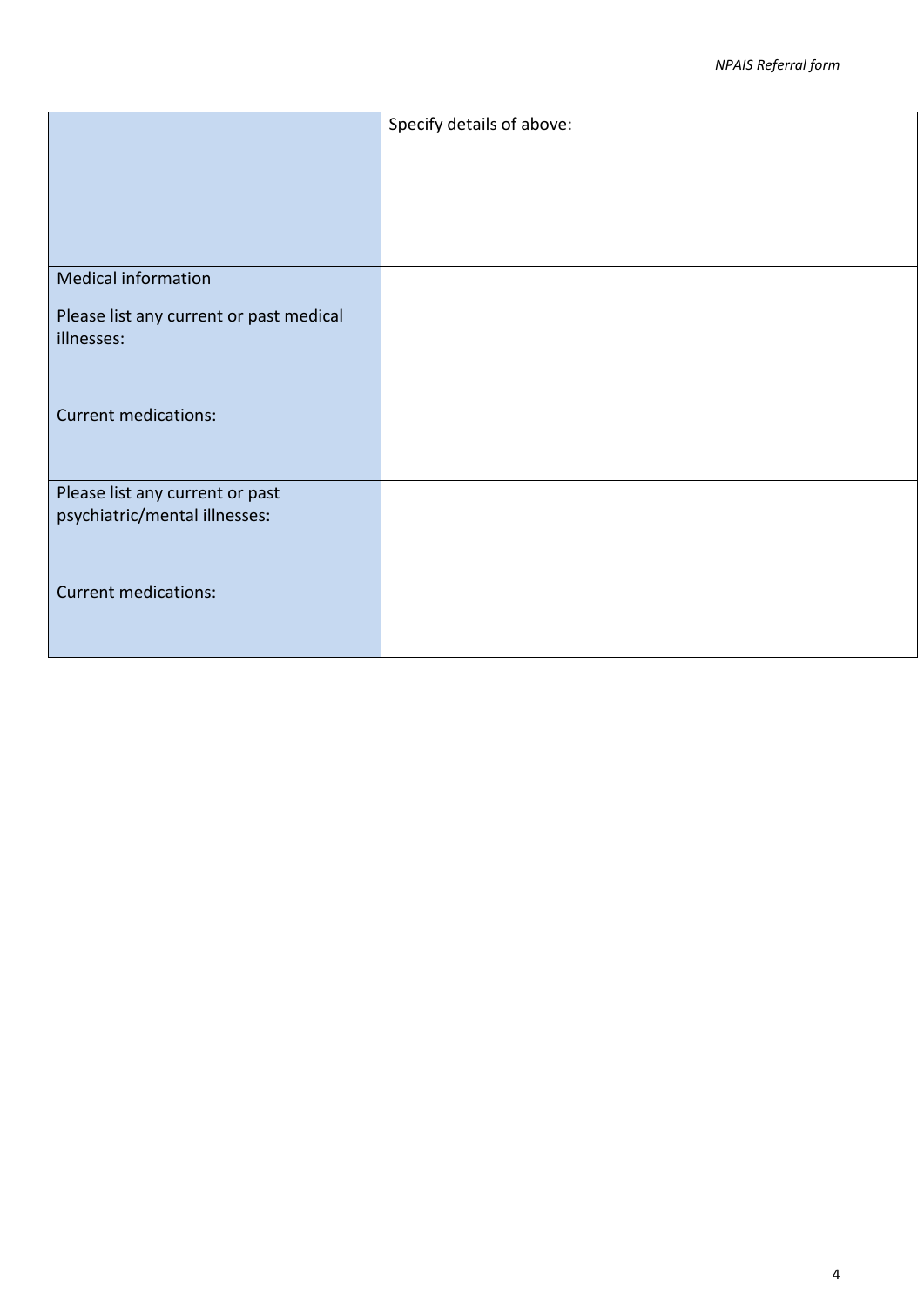|  |  |
|---|---|
|  | Specify details of above: |
| Medical information<br><br>Please list any current or past medical illnesses:<br><br>Current medications: |  |
| Please list any current or past psychiatric/mental illnesses:<br><br>Current medications: |  |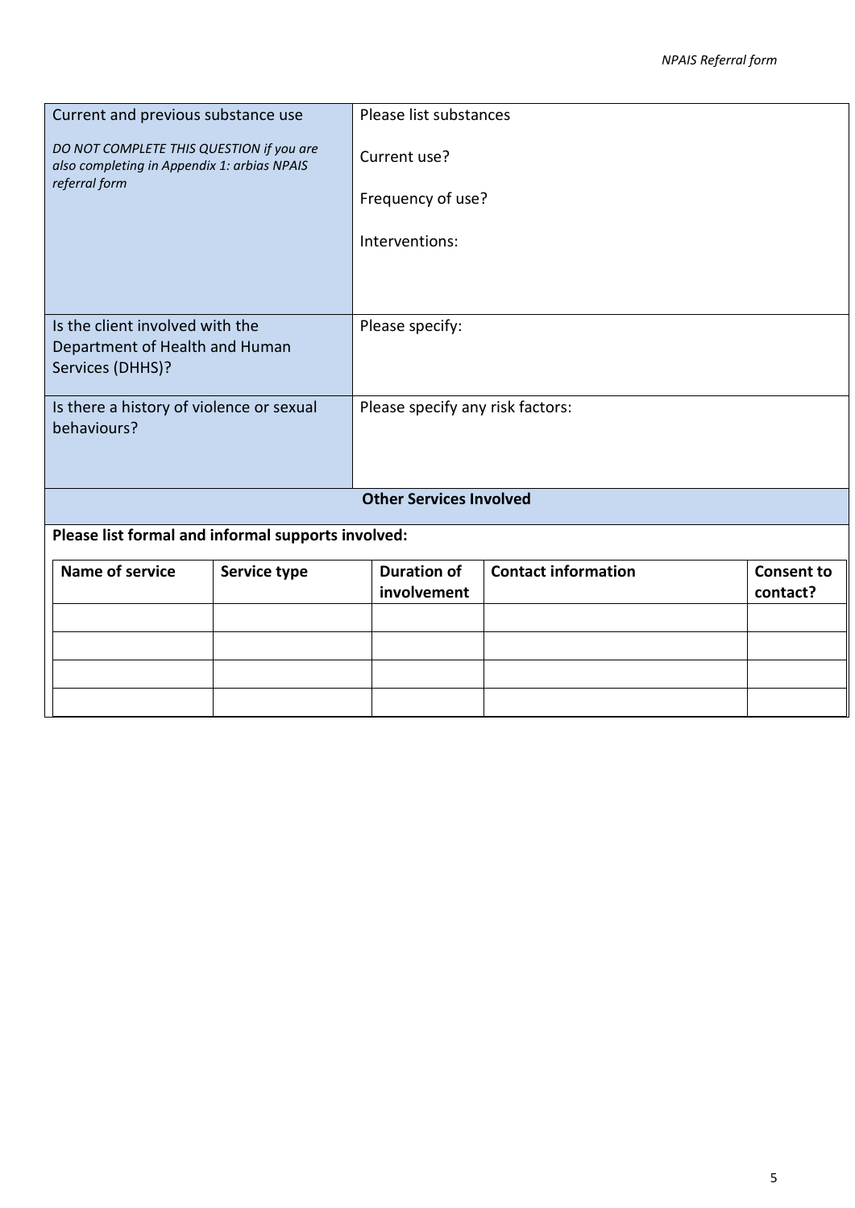| Current and previous substance use<br><br>*DO NOT COMPLETE THIS QUESTION if you are also completing in Appendix 1: arbias NPAIS referral form* | Please list substances<br><br>Current use?<br><br>Frequency of use?<br><br>Interventions: |
|---|---|
| Is the client involved with the Department of Health and Human Services (DHHS)? | Please specify: |
| Is there a history of violence or sexual behaviours? | Please specify any risk factors: |

**Other Services Involved**

**Please list formal and informal supports involved:**

| Name of service | Service type | Duration of involvement | Contact information | Consent to contact? |
|---|---|---|---|---|
| | | | | |
| | | | | |
| | | | | |
| | | | | |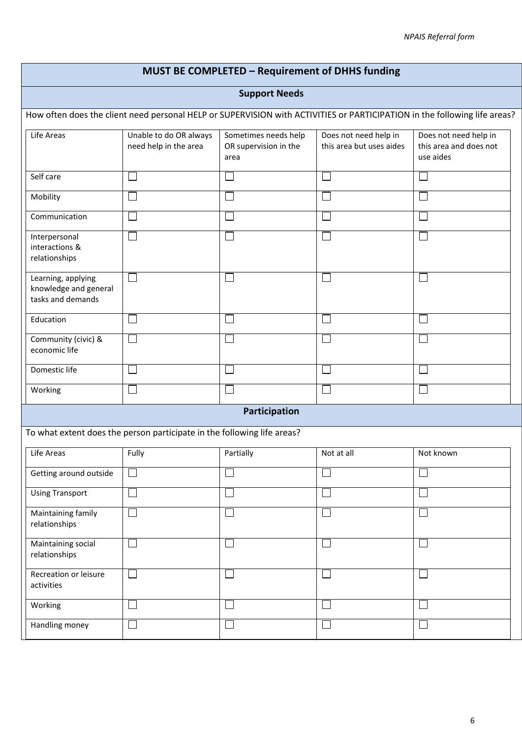## MUST BE COMPLETED – Requirement of DHHS funding

### Support Needs

How often does the client need personal HELP or SUPERVISION with ACTIVITIES or PARTICIPATION in the following life areas?

| Life Areas | Unable to do OR always need help in the area | Sometimes needs help OR supervision in the area | Does not need help in this area but uses aides | Does not need help in this area and does not use aides |
|---|---|---|---|---|
| Self care | ☐ | ☐ | ☐ | ☐ |
| Mobility | ☐ | ☐ | ☐ | ☐ |
| Communication | ☐ | ☐ | ☐ | ☐ |
| Interpersonal interactions & relationships | ☐ | ☐ | ☐ | ☐ |
| Learning, applying knowledge and general tasks and demands | ☐ | ☐ | ☐ | ☐ |
| Education | ☐ | ☐ | ☐ | ☐ |
| Community (civic) & economic life | ☐ | ☐ | ☐ | ☐ |
| Domestic life | ☐ | ☐ | ☐ | ☐ |
| Working | ☐ | ☐ | ☐ | ☐ |

### Participation

To what extent does the person participate in the following life areas?

| Life Areas | Fully | Partially | Not at all | Not known |
|---|---|---|---|---|
| Getting around outside | ☐ | ☐ | ☐ | ☐ |
| Using Transport | ☐ | ☐ | ☐ | ☐ |
| Maintaining family relationships | ☐ | ☐ | ☐ | ☐ |
| Maintaining social relationships | ☐ | ☐ | ☐ | ☐ |
| Recreation or leisure activities | ☐ | ☐ | ☐ | ☐ |
| Working | ☐ | ☐ | ☐ | ☐ |
| Handling money | ☐ | ☐ | ☐ | ☐ |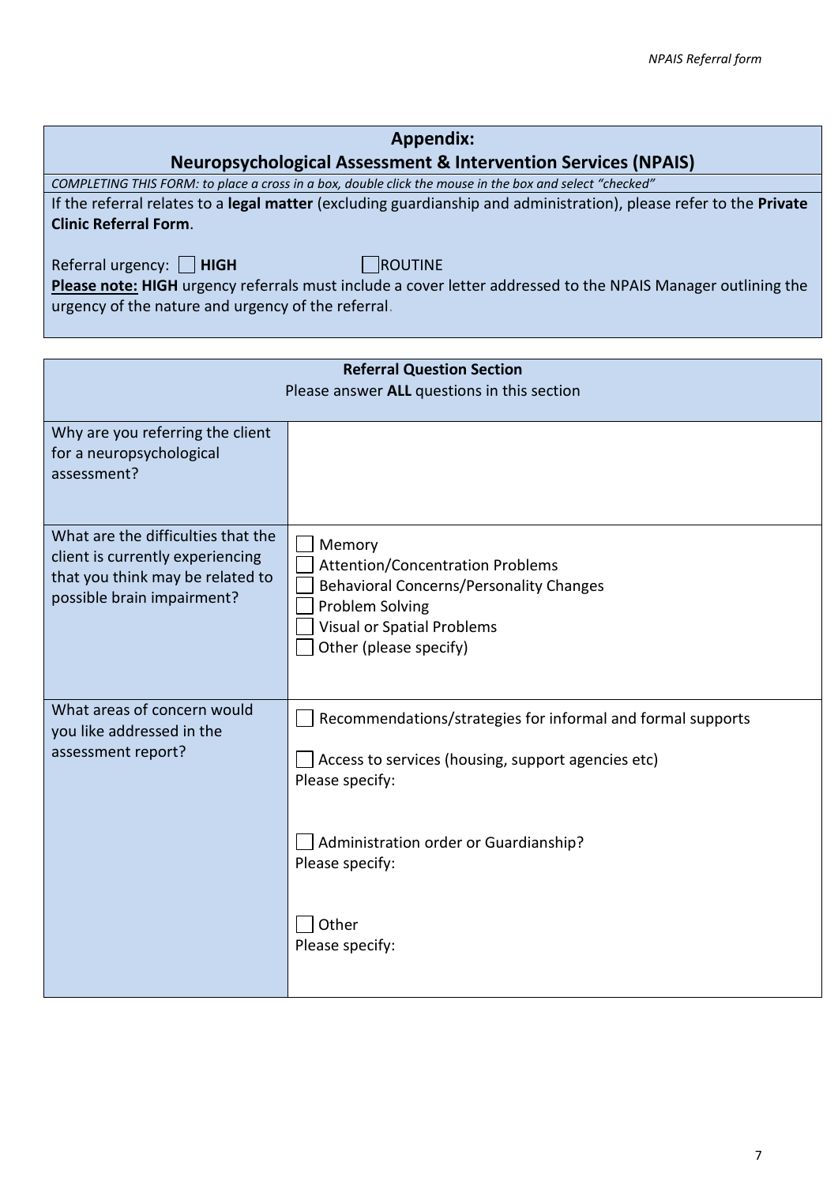## Appendix:
## Neuropsychological Assessment & Intervention Services (NPAIS)

*COMPLETING THIS FORM: to place a cross in a box, double click the mouse in the box and select "checked"*

If the referral relates to a **legal matter** (excluding guardianship and administration), please refer to the **Private Clinic Referral Form**.

Referral urgency: ☐ **HIGH** ☐ ROUTINE

**Please note: HIGH** urgency referrals must include a cover letter addressed to the NPAIS Manager outlining the urgency of the nature and urgency of the referral.

| **Referral Question Section**<br>Please answer **ALL** questions in this section | |
|---|---|
| Why are you referring the client for a neuropsychological assessment? | |
| What are the difficulties that the client is currently experiencing that you think may be related to possible brain impairment? | ☐ Memory<br>☐ Attention/Concentration Problems<br>☐ Behavioral Concerns/Personality Changes<br>☐ Problem Solving<br>☐ Visual or Spatial Problems<br>☐ Other (please specify) |
| What areas of concern would you like addressed in the assessment report? | ☐ Recommendations/strategies for informal and formal supports<br><br>☐ Access to services (housing, support agencies etc)<br>Please specify:<br><br>☐ Administration order or Guardianship?<br>Please specify:<br><br>☐ Other<br>Please specify: |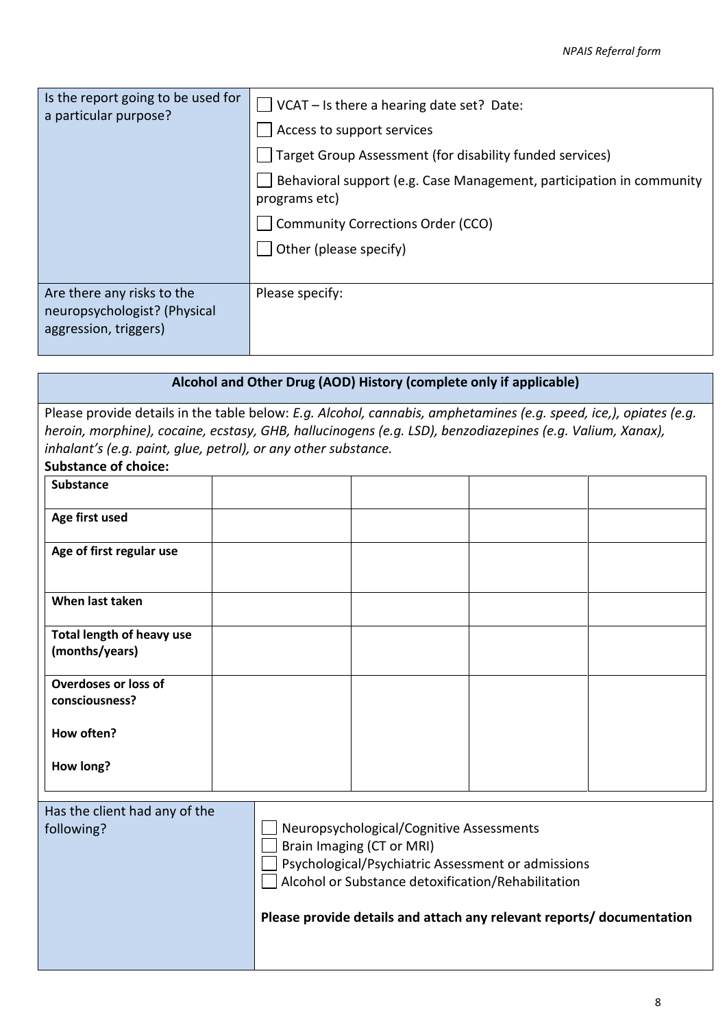| Is the report going to be used for a particular purpose? | ☐ VCAT – Is there a hearing date set? Date:<br>☐ Access to support services<br>☐ Target Group Assessment (for disability funded services)<br>☐ Behavioral support (e.g. Case Management, participation in community programs etc)<br>☐ Community Corrections Order (CCO)<br>☐ Other (please specify) |
|---|---|
| Are there any risks to the neuropsychologist? (Physical aggression, triggers) | Please specify: |

## Alcohol and Other Drug (AOD) History (complete only if applicable)

Please provide details in the table below: *E.g. Alcohol, cannabis, amphetamines (e.g. speed, ice,), opiates (e.g. heroin, morphine), cocaine, ecstasy, GHB, hallucinogens (e.g. LSD), benzodiazepines (e.g. Valium, Xanax), inhalant's (e.g. paint, glue, petrol), or any other substance.*

**Substance of choice:**

| **Substance** | | | | |
|---|---|---|---|---|
| **Age first used** | | | | |
| **Age of first regular use** | | | | |
| **When last taken** | | | | |
| **Total length of heavy use (months/years)** | | | | |
| **Overdoses or loss of consciousness?**<br>**How often?**<br>**How long?** | | | | |

| Has the client had any of the following? | ☐ Neuropsychological/Cognitive Assessments<br>☐ Brain Imaging (CT or MRI)<br>☐ Psychological/Psychiatric Assessment or admissions<br>☐ Alcohol or Substance detoxification/Rehabilitation<br><br>**Please provide details and attach any relevant reports/ documentation** |
|---|---|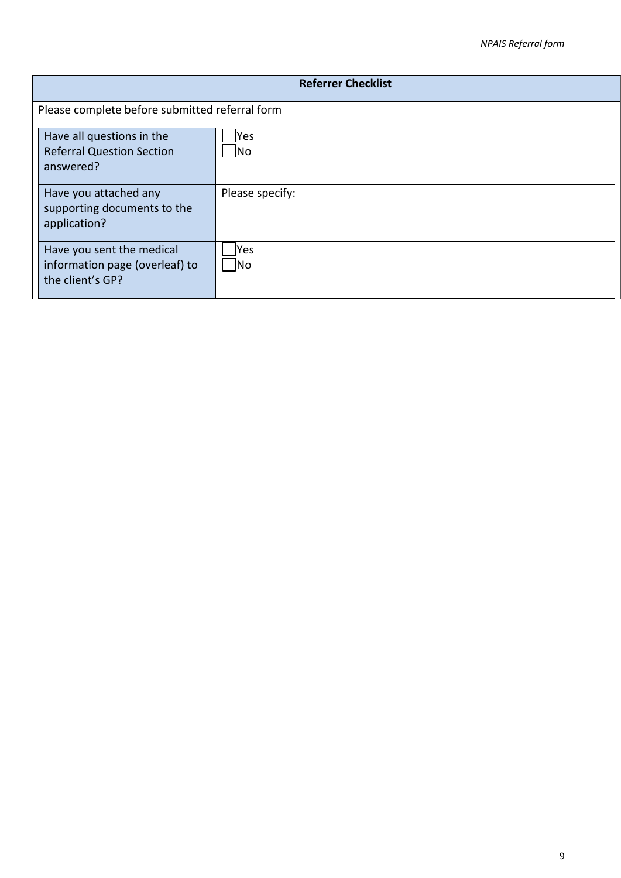| Referrer Checklist | |
|---|---|
| Please complete before submitted referral form | |
| Have all questions in the Referral Question Section answered? | ☐ Yes<br>☐ No |
| Have you attached any supporting documents to the application? | Please specify: |
| Have you sent the medical information page (overleaf) to the client's GP? | ☐ Yes<br>☐ No |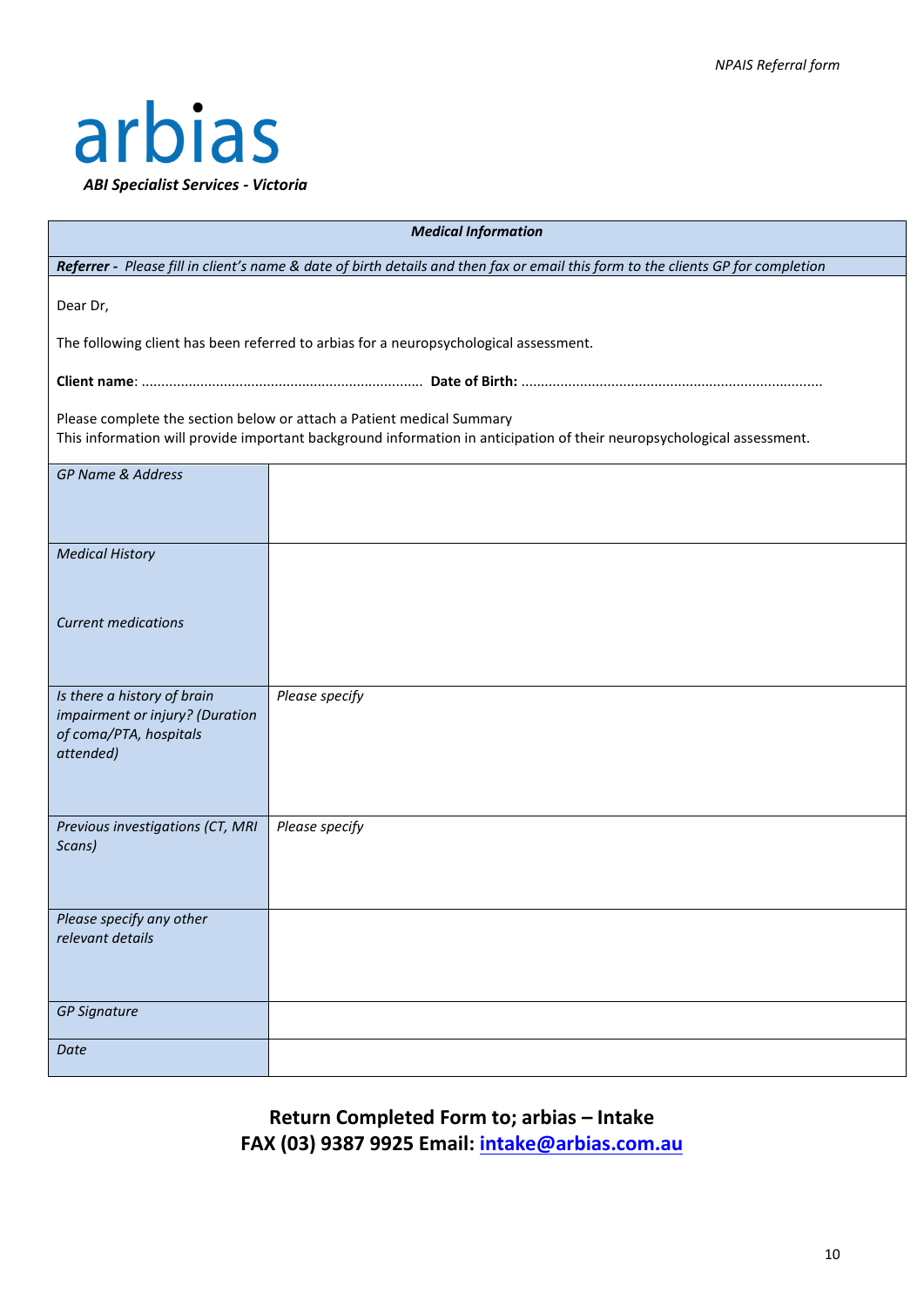arbias

***ABI Specialist Services - Victoria***

| ***Medical Information*** | |
|---|---|
| ***Referrer -*** *Please fill in client's name & date of birth details and then fax or email this form to the clients GP for completion* | |

Dear Dr,

The following client has been referred to arbias for a neuropsychological assessment.

**Client name**: ....................................................................... **Date of Birth:** ............................................................................

Please complete the section below or attach a Patient medical Summary
This information will provide important background information in anticipation of their neuropsychological assessment.

| | |
|---|---|
| *GP Name & Address* | |
| *Medical History*<br><br>*Current medications* | |
| *Is there a history of brain impairment or injury? (Duration of coma/PTA, hospitals attended)* | *Please specify* |
| *Previous investigations (CT, MRI Scans)* | *Please specify* |
| *Please specify any other relevant details* | |
| *GP Signature* | |
| *Date* | |

**Return Completed Form to; arbias – Intake**
**FAX (03) 9387 9925 Email: intake@arbias.com.au**